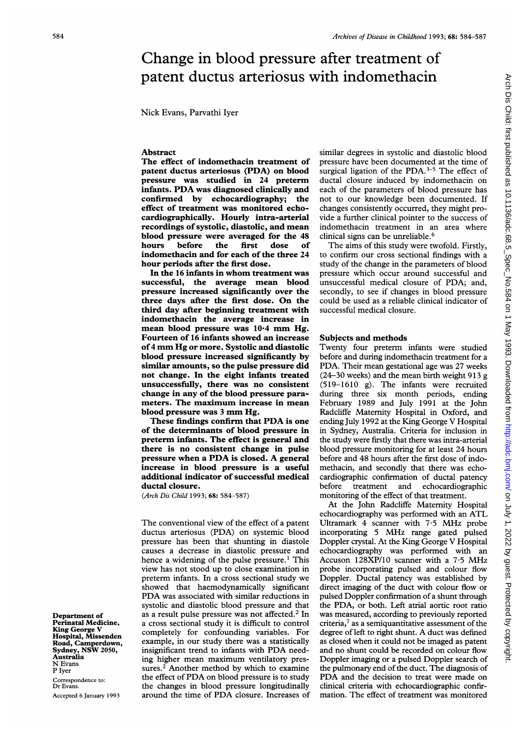# Change in blood pressure after treatment of patent ductus arteriosus with indomethacin

Nick Evans, Parvathi Iyer

## Abstract

**The effect of indomethacin treatment of patent ductus arteriosus (PDA) on blood pressure was studied in 24 preterm infants. PDA was diagnosed clinically and confirmed by echocardiography; the effect of treatment was monitored echocardiographically. Hourly intra-arterial recordings of systolic, diastolic, and mean blood pressure were averaged for the 48 hours before the first dose of indomethacin and for each of the three 24 hour periods after the first dose.**

**In the 16 infants in whom treatment was successful, the average mean blood pressure increased significantly over the three days after the first dose. On the third day after beginning treatment with indomethacin the average increase in mean blood pressure was 10·4 mm Hg. Fourteen of 16 infants showed an increase of 4 mm Hg or more. Systolic and diastolic blood pressure increased significantly by similar amounts, so the pulse pressure did not change. In the eight infants treated unsuccessfully, there was no consistent change in any of the blood pressure parameters. The maximum increase in mean blood pressure was 3 mm Hg.**

**These findings confirm that PDA is one of the determinants of blood pressure in preterm infants. The effect is general and there is no consistent change in pulse pressure when a PDA is closed. A general increase in blood pressure is a useful additional indicator of successful medical ductal closure.**

(*Arch Dis Child* 1993; **68:** 584–587)

The conventional view of the effect of a patent ductus arteriosus (PDA) on systemic blood pressure has been that shunting in diastole causes a decrease in diastolic pressure and hence a widening of the pulse pressure.[1] This view has not stood up to close examination in preterm infants. In a cross sectional study we showed that haemodynamically significant PDA was associated with similar reductions in systolic and diastolic blood pressure and that as a result pulse pressure was not affected.[2] In a cross sectional study it is difficult to control completely for confounding variables. For example, in our study there was a statistically insignificant trend to infants with PDA needing higher mean maximum ventilatory pressures.[2] Another method by which to examine the effect of PDA on blood pressure is to study the changes in blood pressure longitudinally around the time of PDA closure. Increases of similar degrees in systolic and diastolic blood pressure have been documented at the time of surgical ligation of the PDA.[3–5] The effect of ductal closure induced by indomethacin on each of the parameters of blood pressure has not to our knowledge been documented. If changes consistently occurred, they might provide a further clinical pointer to the success of indomethacin treatment in an area where clinical signs can be unreliable.[6]

The aims of this study were twofold. Firstly, to confirm our cross sectional findings with a study of the change in the parameters of blood pressure which occur around successful and unsuccessful medical closure of PDA; and, secondly, to see if changes in blood pressure could be used as a reliable clinical indicator of successful medical closure.

## Subjects and methods

Twenty four preterm infants were studied before and during indomethacin treatment for a PDA. Their mean gestational age was 27 weeks (24–30 weeks) and the mean birth weight 913 g (519–1610 g). The infants were recruited during three six month periods, ending February 1989 and July 1991 at the John Radcliffe Maternity Hospital in Oxford, and ending July 1992 at the King George V Hospital in Sydney, Australia. Criteria for inclusion in the study were firstly that there was intra-arterial blood pressure monitoring for at least 24 hours before and 48 hours after the first dose of indomethacin, and secondly that there was echocardiographic confirmation of ductal patency before treatment and echocardiographic monitoring of the effect of that treatment.

At the John Radcliffe Maternity Hospital echocardiography was performed with an ATL Ultramark 4 scanner with 7·5 MHz probe incorporating 5 MHz range gated pulsed Doppler crystal. At the King George V Hospital echocardiography was performed with an Accuson 128XP/10 scanner with a 7·5 MHz probe incorporating pulsed and colour flow Doppler. Ductal patency was established by direct imaging of the duct with colour flow or pulsed Doppler confirmation of a shunt through the PDA, or both. Left atrial aortic root ratio was measured, according to previously reported criteria,[7] as a semiquantitative assessment of the degree of left to right shunt. A duct was defined as closed when it could not be imaged as patent and no shunt could be recorded on colour flow Doppler imaging or a pulsed Doppler search of the pulmonary end of the duct. The diagnosis of PDA and the decision to treat were made on clinical criteria with echocardiographic confirmation. The effect of treatment was monitored

Department of Perinatal Medicine, King George V Hospital, Missenden Road, Camperdown, Sydney, NSW 2050, Australia
N Evans
P Iyer

Correspondence to: Dr Evans.

Accepted 6 January 1993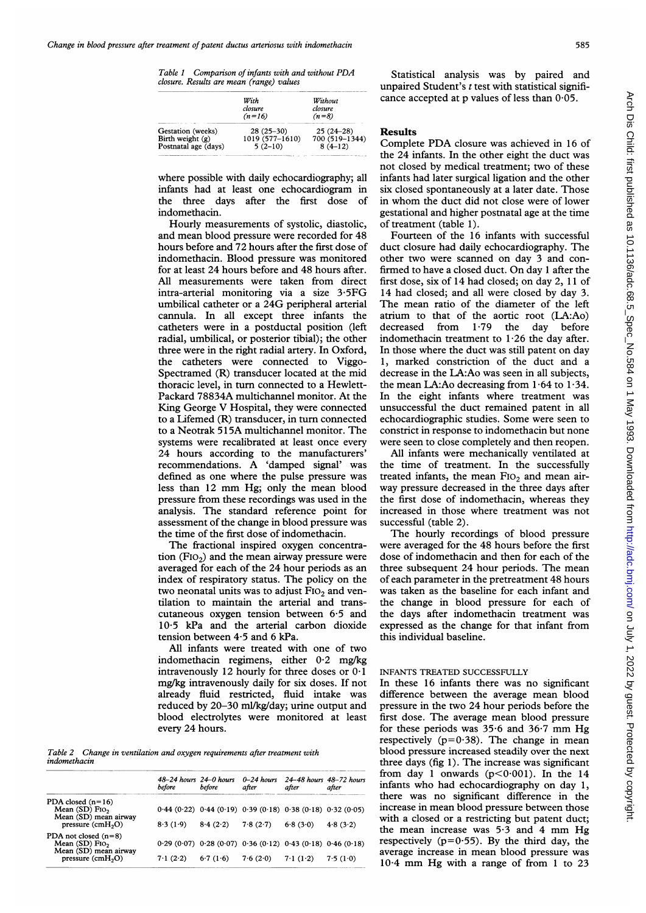*Table 1 Comparison of infants with and without PDA closure. Results are mean (range) values*

| | With closure (n=16) | Without closure (n=8) |
|---|---|---|
| Gestation (weeks) | 28 (25–30) | 25 (24–28) |
| Birth weight (g) | 1019 (577–1610) | 700 (519–1344) |
| Postnatal age (days) | 5 (2–10) | 8 (4–12) |

where possible with daily echocardiography; all infants had at least one echocardiogram in the three days after the first dose of indomethacin.

Hourly measurements of systolic, diastolic, and mean blood pressure were recorded for 48 hours before and 72 hours after the first dose of indomethacin. Blood pressure was monitored for at least 24 hours before and 48 hours after. All measurements were taken from direct intra-arterial monitoring via a size 3·5FG umbilical catheter or a 24G peripheral arterial cannula. In all except three infants the catheters were in a postductal position (left radial, umbilical, or posterior tibial); the other three were in the right radial artery. In Oxford, the catheters were connected to Viggo-Spectramed (R) transducer located at the mid thoracic level, in turn connected to a Hewlett-Packard 78834A multichannel monitor. At the King George V Hospital, they were connected to a Lifemed (R) transducer, in turn connected to a Neotrak 515A multichannel monitor. The systems were recalibrated at least once every 24 hours according to the manufacturers' recommendations. A 'damped signal' was defined as one where the pulse pressure was less than 12 mm Hg; only the mean blood pressure from these recordings was used in the analysis. The standard reference point for assessment of the change in blood pressure was the time of the first dose of indomethacin.

The fractional inspired oxygen concentration ($F_{IO_2}$) and the mean airway pressure were averaged for each of the 24 hour periods as an index of respiratory status. The policy on the two neonatal units was to adjust $F_{IO_2}$ and ventilation to maintain the arterial and transcutaneous oxygen tension between 6·5 and 10·5 kPa and the arterial carbon dioxide tension between 4·5 and 6 kPa.

All infants were treated with one of two indomethacin regimens, either 0·2 mg/kg intravenously 12 hourly for three doses or 0·1 mg/kg intravenously daily for six doses. If not already fluid restricted, fluid intake was reduced by 20–30 ml/kg/day; urine output and blood electrolytes were monitored at least every 24 hours.

*Table 2 Change in ventilation and oxygen requirements after treatment with indomethacin*

| | 48–24 hours before | 24–0 hours before | 0–24 hours after | 24–48 hours after | 48–72 hours after |
|---|---|---|---|---|---|
| PDA closed (n=16) | | | | | |
| Mean (SD) $F_{IO_2}$ | 0·44 (0·22) | 0·44 (0·19) | 0·39 (0·18) | 0·38 (0·18) | 0·32 (0·05) |
| Mean (SD) mean airway pressure ($cmH_2O$) | 8·3 (1·9) | 8·4 (2·2) | 7·8 (2·7) | 6·8 (3·0) | 4·8 (3·2) |
| PDA not closed (n=8) | | | | | |
| Mean (SD) $F_{IO_2}$ | 0·29 (0·07) | 0·28 (0·07) | 0·36 (0·12) | 0·43 (0·18) | 0·46 (0·18) |
| Mean (SD) mean airway pressure ($cmH_2O$) | 7·1 (2·2) | 6·7 (1·6) | 7·6 (2·0) | 7·1 (1·2) | 7·5 (1·0) |

Statistical analysis was by paired and unpaired Student's *t* test with statistical significance accepted at p values of less than 0·05.

## Results

Complete PDA closure was achieved in 16 of the 24 infants. In the other eight the duct was not closed by medical treatment; two of these infants had later surgical ligation and the other six closed spontaneously at a later date. Those in whom the duct did not close were of lower gestational and higher postnatal age at the time of treatment (table 1).

Fourteen of the 16 infants with successful duct closure had daily echocardiography. The other two were scanned on day 3 and confirmed to have a closed duct. On day 1 after the first dose, six of 14 had closed; on day 2, 11 of 14 had closed; and all were closed by day 3. The mean ratio of the diameter of the left atrium to that of the aortic root (LA:Ao) decreased from 1·79 the day before indomethacin treatment to 1·26 the day after. In those where the duct was still patent on day 1, marked constriction of the duct and a decrease in the LA:Ao was seen in all subjects, the mean LA:Ao decreasing from 1·64 to 1·34. In the eight infants where treatment was unsuccessful the duct remained patent in all echocardiographic studies. Some were seen to constrict in response to indomethacin but none were seen to close completely and then reopen.

All infants were mechanically ventilated at the time of treatment. In the successfully treated infants, the mean $F_{IO_2}$ and mean airway pressure decreased in the three days after the first dose of indomethacin, whereas they increased in those where treatment was not successful (table 2).

The hourly recordings of blood pressure were averaged for the 48 hours before the first dose of indomethacin and then for each of the three subsequent 24 hour periods. The mean of each parameter in the pretreatment 48 hours was taken as the baseline for each infant and the change in blood pressure for each of the days after indomethacin treatment was expressed as the change for that infant from this individual baseline.

### INFANTS TREATED SUCCESSFULLY

In these 16 infants there was no significant difference between the average mean blood pressure in the two 24 hour periods before the first dose. The average mean blood pressure for these periods was 35·6 and 36·7 mm Hg respectively ($p=0.38$). The change in mean blood pressure increased steadily over the next three days (fig 1). The increase was significant from day 1 onwards ($p<0.001$). In the 14 infants who had echocardiography on day 1, there was no significant difference in the increase in mean blood pressure between those with a closed or a restricting but patent duct; the mean increase was 5·3 and 4 mm Hg respectively ($p=0.55$). By the third day, the average increase in mean blood pressure was 10·4 mm Hg with a range of from 1 to 23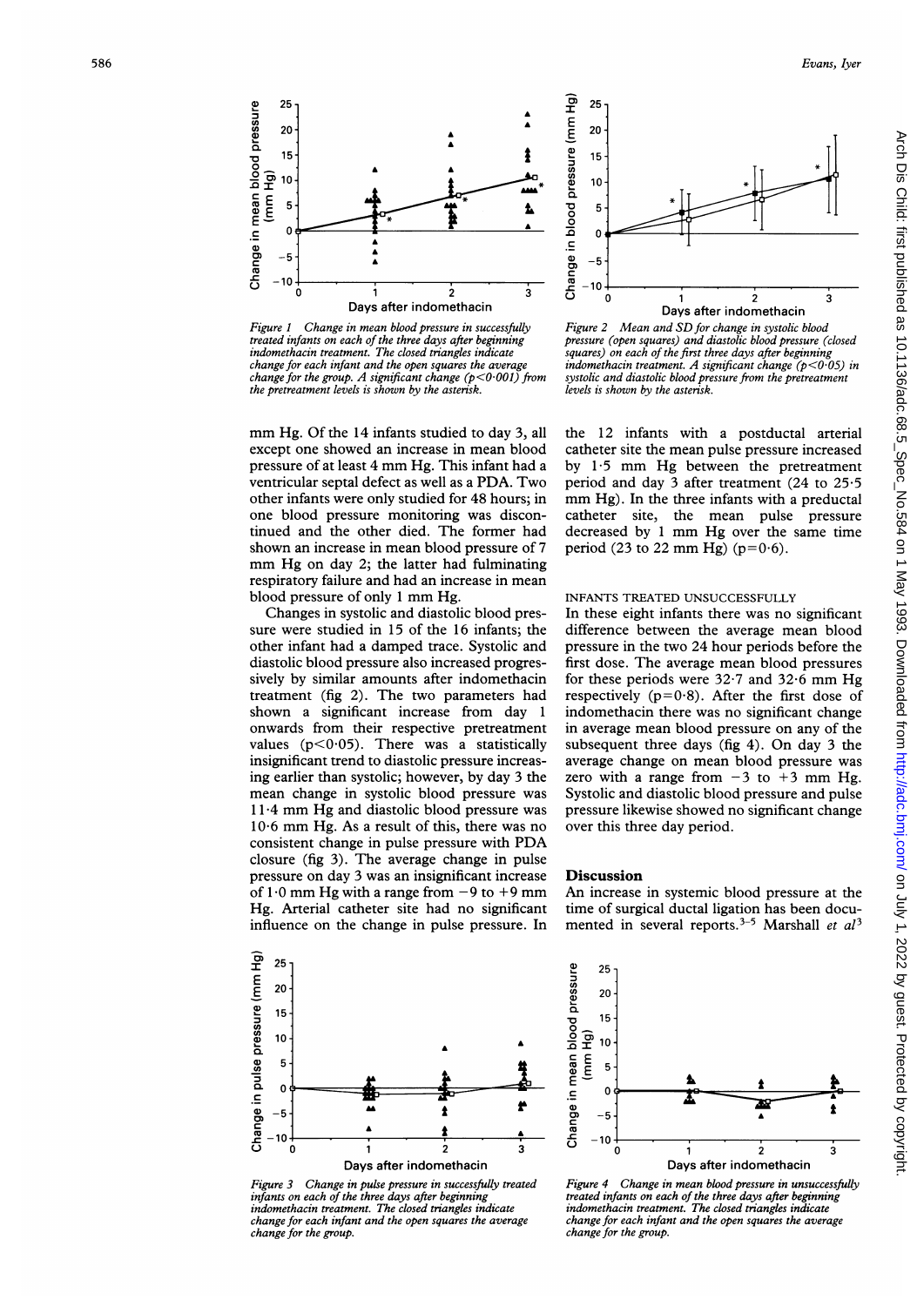Change in mean blood pressure (mm Hg)

25
20
15
10
5
0
−5
−10

0 1 2 3

Days after indomethacin

*Figure 1 Change in mean blood pressure in successfully treated infants on each of the three days after beginning indomethacin treatment. The closed triangles indicate change for each infant and the open squares the average change for the group. A significant change (p<0·001) from the pretreatment levels is shown by the asterisk.*

Change in blood pressure (mm Hg)

25
20
15
10
5
0
−5
−10

0 1 2 3

Days after indomethacin

*Figure 2 Mean and SD for change in systolic blood pressure (open squares) and diastolic blood pressure (closed squares) on each of the first three days after beginning indomethacin treatment. A significant change (p<0·05) in systolic and diastolic blood pressure from the pretreatment levels is shown by the asterisk.*

mm Hg. Of the 14 infants studied to day 3, all except one showed an increase in mean blood pressure of at least 4 mm Hg. This infant had a ventricular septal defect as well as a PDA. Two other infants were only studied for 48 hours; in one blood pressure monitoring was discontinued and the other died. The former had shown an increase in mean blood pressure of 7 mm Hg on day 2; the latter had fulminating respiratory failure and had an increase in mean blood pressure of only 1 mm Hg.

Changes in systolic and diastolic blood pressure were studied in 15 of the 16 infants; the other infant had a damped trace. Systolic and diastolic blood pressure also increased progressively by similar amounts after indomethacin treatment (fig 2). The two parameters had shown a significant increase from day 1 onwards from their respective pretreatment values ($p<0·05$). There was a statistically insignificant trend to diastolic pressure increasing earlier than systolic; however, by day 3 the mean change in systolic blood pressure was 11·4 mm Hg and diastolic blood pressure was 10·6 mm Hg. As a result of this, there was no consistent change in pulse pressure with PDA closure (fig 3). The average change in pulse pressure on day 3 was an insignificant increase of 1·0 mm Hg with a range from −9 to +9 mm Hg. Arterial catheter site had no significant influence on the change in pulse pressure. In the 12 infants with a postductal arterial catheter site the mean pulse pressure increased by 1·5 mm Hg between the pretreatment period and day 3 after treatment (24 to 25·5 mm Hg). In the three infants with a preductal catheter site, the mean pulse pressure decreased by 1 mm Hg over the same time period (23 to 22 mm Hg) ($p=0·6$).

INFANTS TREATED UNSUCCESSFULLY

In these eight infants there was no significant difference between the average mean blood pressure in the two 24 hour periods before the first dose. The average mean blood pressures for these periods were 32·7 and 32·6 mm Hg respectively ($p=0·8$). After the first dose of indomethacin there was no significant change in average mean blood pressure on any of the subsequent three days (fig 4). On day 3 the average change on mean blood pressure was zero with a range from −3 to +3 mm Hg. Systolic and diastolic blood pressure and pulse pressure likewise showed no significant change over this three day period.

## Discussion

An increase in systemic blood pressure at the time of surgical ductal ligation has been documented in several reports.[3-5] Marshall *et al*[3]

Change in pulse pressure (mm Hg)

25
20
15
10
5
0
−5
−10

0 1 2 3

Days after indomethacin

*Figure 3 Change in pulse pressure in successfully treated infants on each of the three days after beginning indomethacin treatment. The closed triangles indicate change for each infant and the open squares the average change for the group.*

Change in mean blood pressure (mm Hg)

25
20
15
10
5
0
−5
−10

0 1 2 3

Days after indomethacin

*Figure 4 Change in mean blood pressure in unsuccessfully treated infants on each of the three days after beginning indomethacin treatment. The closed triangles indicate change for each infant and the open squares the average change for the group.*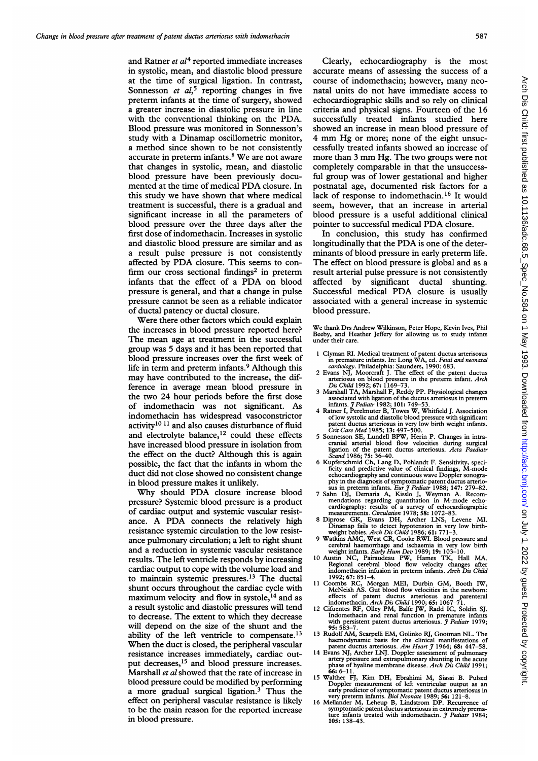and Ratner *et al*[4] reported immediate increases in systolic, mean, and diastolic blood pressure at the time of surgical ligation. In contrast, Sonnesson *et al*,[5] reporting changes in five preterm infants at the time of surgery, showed a greater increase in diastolic pressure in line with the conventional thinking on the PDA. Blood pressure was monitored in Sonnesson's study with a Dinamap oscillometric monitor, a method since shown to be not consistently accurate in preterm infants.[8] We are not aware that changes in systolic, mean, and diastolic blood pressure have been previously documented at the time of medical PDA closure. In this study we have shown that where medical treatment is successful, there is a gradual and significant increase in all the parameters of blood pressure over the three days after the first dose of indomethacin. Increases in systolic and diastolic blood pressure are similar and as a result pulse pressure is not consistently affected by PDA closure. This seems to confirm our cross sectional findings[2] in preterm infants that the effect of a PDA on blood pressure is general, and that a change in pulse pressure cannot be seen as a reliable indicator of ductal patency or ductal closure.

Were there other factors which could explain the increases in blood pressure reported here? The mean age at treatment in the successful group was 5 days and it has been reported that blood pressure increases over the first week of life in term and preterm infants.[9] Although this may have contributed to the increase, the difference in average mean blood pressure in the two 24 hour periods before the first dose of indomethacin was not significant. As indomethacin has widespread vasoconstrictor activity[10 11] and also causes disturbance of fluid and electrolyte balance,[12] could these effects have increased blood pressure in isolation from the effect on the duct? Although this is again possible, the fact that the infants in whom the duct did not close showed no consistent change in blood pressure makes it unlikely.

Why should PDA closure increase blood pressure? Systemic blood pressure is a product of cardiac output and systemic vascular resistance. A PDA connects the relatively high resistance systemic circulation to the low resistance pulmonary circulation; a left to right shunt and a reduction in systemic vascular resistance results. The left ventricle responds by increasing cardiac output to cope with the volume load and to maintain systemic pressures.[13] The ductal shunt occurs throughout the cardiac cycle with maximum velocity and flow in systole,[14] and as a result systolic and diastolic pressures will tend to decrease. The extent to which they decrease will depend on the size of the shunt and the ability of the left ventricle to compensate.[13] When the duct is closed, the peripheral vascular resistance increases immediately, cardiac output decreases,[15] and blood pressure increases. Marshall *et al* showed that the rate of increase in blood pressure could be modified by performing a more gradual surgical ligation.[3] Thus the effect on peripheral vascular resistance is likely to be the main reason for the reported increase in blood pressure.

Clearly, echocardiography is the most accurate means of assessing the success of a course of indomethacin; however, many neonatal units do not have immediate access to echocardiographic skills and so rely on clinical criteria and physical signs. Fourteen of the 16 successfully treated infants studied here showed an increase in mean blood pressure of 4 mm Hg or more; none of the eight unsuccessfully treated infants showed an increase of more than 3 mm Hg. The two groups were not completely comparable in that the unsuccessful group was of lower gestational and higher postnatal age, documented risk factors for a lack of response to indomethacin.[16] It would seem, however, that an increase in arterial blood pressure is a useful additional clinical pointer to successful medical PDA closure.

In conclusion, this study has confirmed longitudinally that the PDA is one of the determinants of blood pressure in early preterm life. The effect on blood pressure is global and as a result arterial pulse pressure is not consistently affected by significant ductal shunting. Successful medical PDA closure is usually associated with a general increase in systemic blood pressure.

We thank Drs Andrew Wilkinson, Peter Hope, Kevin Ives, Phil Beeby, and Heather Jeffery for allowing us to study infants under their care.

1 Clyman RI. Medical treatment of patent ductus arterisosus in premature infants. In: Long WA, ed. *Fetal and neonatal cardiology*. Philadelphia: Saunders, 1990: 683.
2 Evans NJ, Moorcraft J. The effect of the patent ductus arteriosus on blood pressure in the preterm infant. *Arch Dis Child* 1992; **67:** 1169–73.
3 Marshall TA, Marshall F, Reddy PP. Physiological changes associated with ligation of the ductus arteriosus in preterm infants. *J Pediatr* 1982; **101:** 749–53.
4 Ratner I, Perelmuter B, Towes W, Whitfield J. Association of low systolic and diastolic blood pressure with significant patent ductus arteriosus in very low birth weight infants. *Crit Care Med* 1985; **13:** 497–500.
5 Sonnesson SE, Lundell BPW, Herin P. Changes in intracranial arterial blood flow velocities during surgical ligation of the patent ductus arteriosus. *Acta Paediatr Scand* 1986; **75:** 36–40.
6 Kupferschmid Ch, Lang D, Pohlandt F. Sensitivity, specificity and predictive value of clinical findings, M-mode echocardiography and continuous wave Doppler sonography in the diagnosis of symptomatic patent ductus arteriosus in preterm infants. *Eur J Pediatr* 1988; **147:** 279–82.
7 Sahn DJ, Demaria A, Kisslo J, Weyman A. Recommendations regarding quantitation in M-mode echocardiography: results of a survey of echocardiographic measurements. *Circulation* 1978; **58:** 1072–83.
8 Diprose GK, Evans DH, Archer LNS, Levene MI. Dinamap fails to detect hypotension in very low birthweight babies. *Arch Dis Child* 1986; **61:** 771–3.
9 Watkins AMC, West CR, Cooke RWI. Blood pressure and cerebral haemorrhage and ischaemia in very low birth weight infants. *Early Hum Dev* 1989; **19:** 103–10.
10 Austin NC, Pairaudeau PW, Hames TK, Hall MA. Regional cerebral blood flow velocity changes after indomethacin infusion in preterm infants. *Arch Dis Child* 1992; **67:** 851–4.
11 Coombs RC, Morgan MEI, Durbin GM, Booth IW, McNeish AS. Gut blood flow velocities in the newborn: effects of patent ductus arteriosus and parenteral indomethacin. *Arch Dis Child* 1990; **65:** 1067–71.
12 Cifuentes RF, Olley PM, Balfe JW, Radd IC, Soldin SJ. Indomethacin and renal function in premature infants with persistent patent ductus arteriosus. *J Pediatr* 1979; **95:** 583–7.
13 Rudolf AM, Scarpelli EM, Golinko RJ, Gootman NL. The haemodynamic basis for the clinical manifestations of patent ductus arteriosus. *Am Heart J* 1964; **68:** 447–58.
14 Evans NJ, Archer LNJ. Doppler assessment of pulmonary artery pressure and extrapulmonary shunting in the acute phase of hyaline membrane disease. *Arch Dis Child* 1991; **66:** 6–11.
15 Walther FJ, Kim DH, Ebrahimi M, Siassi B. Pulsed Doppler measurement of left ventricular output as an early predictor of symptomatic patent ductus arteriosus in very preterm infants. *Biol Neonate* 1989; **56:** 121–8.
16 Mellander M, Leheup B, Lindstrom DP. Recurrence of symptomatic patent ductus arteriosus in extremely premature infants treated with indomethacin. *J Pediatr* 1984; **105:** 138–43.